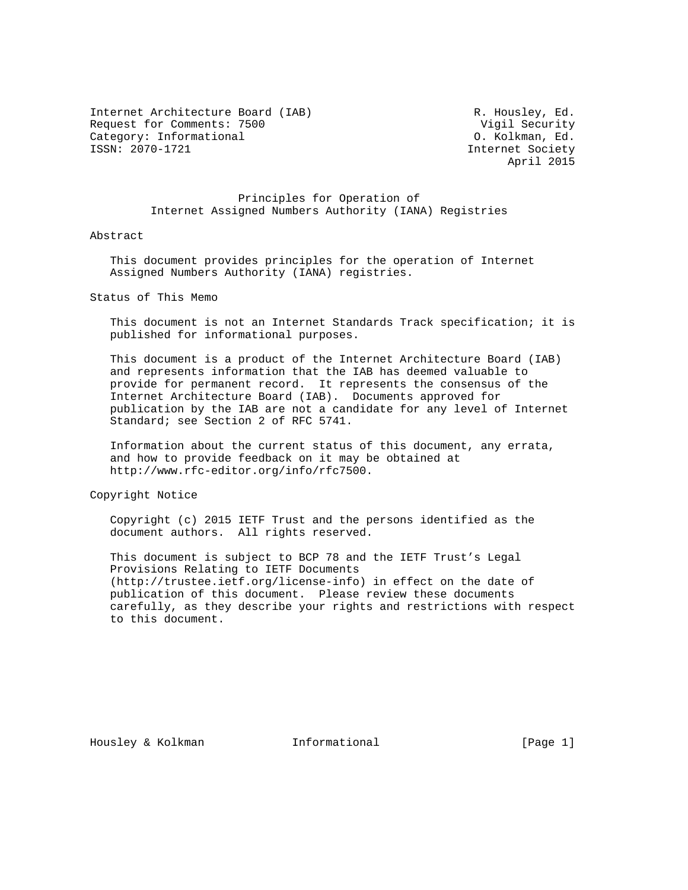Internet Architecture Board (IAB) R. Housley, Ed.
Request for Comments: 7500 Vigil Security
Category: Informational O. Kolkman, Ed.
ISSN: 2070-1721 Internet Society
April 2015

# Principles for Operation of Internet Assigned Numbers Authority (IANA) Registries

## Abstract

This document provides principles for the operation of Internet Assigned Numbers Authority (IANA) registries.

## Status of This Memo

This document is not an Internet Standards Track specification; it is published for informational purposes.

This document is a product of the Internet Architecture Board (IAB) and represents information that the IAB has deemed valuable to provide for permanent record. It represents the consensus of the Internet Architecture Board (IAB). Documents approved for publication by the IAB are not a candidate for any level of Internet Standard; see Section 2 of RFC 5741.

Information about the current status of this document, any errata, and how to provide feedback on it may be obtained at http://www.rfc-editor.org/info/rfc7500.

## Copyright Notice

Copyright (c) 2015 IETF Trust and the persons identified as the document authors. All rights reserved.

This document is subject to BCP 78 and the IETF Trust's Legal Provisions Relating to IETF Documents (http://trustee.ietf.org/license-info) in effect on the date of publication of this document. Please review these documents carefully, as they describe your rights and restrictions with respect to this document.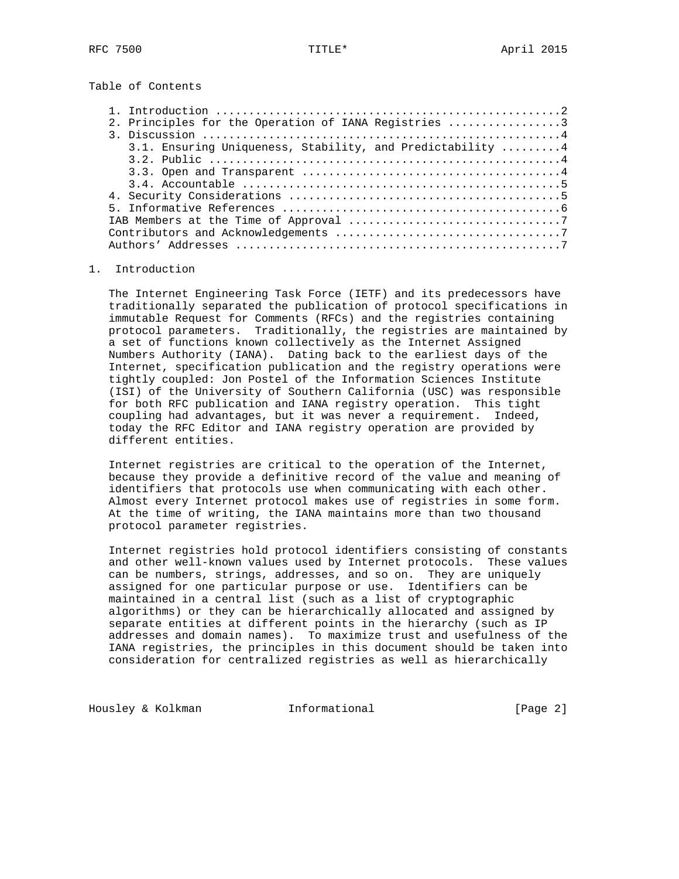Table of Contents

1. Introduction ....................................................2
2. Principles for the Operation of IANA Registries .................3
3. Discussion ......................................................4
   3.1. Ensuring Uniqueness, Stability, and Predictability .........4
   3.2. Public .....................................................4
   3.3. Open and Transparent .......................................4
   3.4. Accountable ................................................5
4. Security Considerations .........................................5
5. Informative References ..........................................6
IAB Members at the Time of Approval ................................7
Contributors and Acknowledgements ..................................7
Authors' Addresses .................................................7

## 1. Introduction

The Internet Engineering Task Force (IETF) and its predecessors have traditionally separated the publication of protocol specifications in immutable Request for Comments (RFCs) and the registries containing protocol parameters. Traditionally, the registries are maintained by a set of functions known collectively as the Internet Assigned Numbers Authority (IANA). Dating back to the earliest days of the Internet, specification publication and the registry operations were tightly coupled: Jon Postel of the Information Sciences Institute (ISI) of the University of Southern California (USC) was responsible for both RFC publication and IANA registry operation. This tight coupling had advantages, but it was never a requirement. Indeed, today the RFC Editor and IANA registry operation are provided by different entities.

Internet registries are critical to the operation of the Internet, because they provide a definitive record of the value and meaning of identifiers that protocols use when communicating with each other. Almost every Internet protocol makes use of registries in some form. At the time of writing, the IANA maintains more than two thousand protocol parameter registries.

Internet registries hold protocol identifiers consisting of constants and other well-known values used by Internet protocols. These values can be numbers, strings, addresses, and so on. They are uniquely assigned for one particular purpose or use. Identifiers can be maintained in a central list (such as a list of cryptographic algorithms) or they can be hierarchically allocated and assigned by separate entities at different points in the hierarchy (such as IP addresses and domain names). To maximize trust and usefulness of the IANA registries, the principles in this document should be taken into consideration for centralized registries as well as hierarchically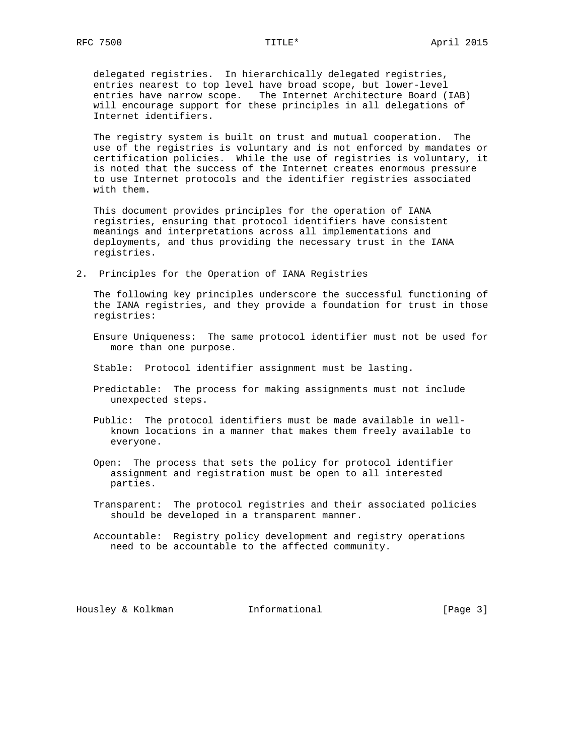delegated registries. In hierarchically delegated registries, entries nearest to top level have broad scope, but lower-level entries have narrow scope. The Internet Architecture Board (IAB) will encourage support for these principles in all delegations of Internet identifiers.

The registry system is built on trust and mutual cooperation. The use of the registries is voluntary and is not enforced by mandates or certification policies. While the use of registries is voluntary, it is noted that the success of the Internet creates enormous pressure to use Internet protocols and the identifier registries associated with them.

This document provides principles for the operation of IANA registries, ensuring that protocol identifiers have consistent meanings and interpretations across all implementations and deployments, and thus providing the necessary trust in the IANA registries.

## 2. Principles for the Operation of IANA Registries

The following key principles underscore the successful functioning of the IANA registries, and they provide a foundation for trust in those registries:

Ensure Uniqueness: The same protocol identifier must not be used for more than one purpose.

Stable: Protocol identifier assignment must be lasting.

Predictable: The process for making assignments must not include unexpected steps.

Public: The protocol identifiers must be made available in well-known locations in a manner that makes them freely available to everyone.

Open: The process that sets the policy for protocol identifier assignment and registration must be open to all interested parties.

Transparent: The protocol registries and their associated policies should be developed in a transparent manner.

Accountable: Registry policy development and registry operations need to be accountable to the affected community.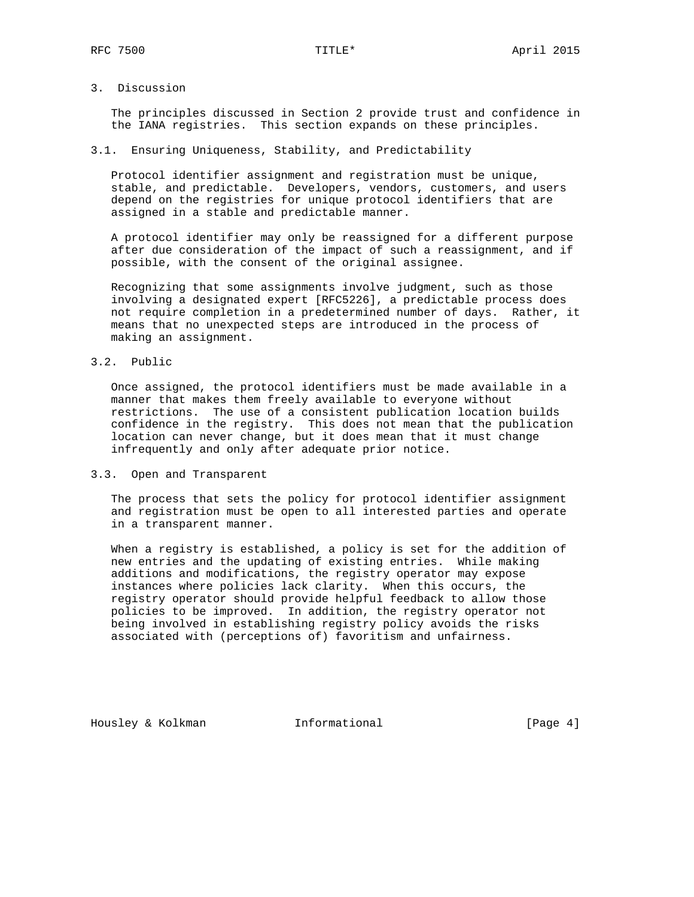## 3. Discussion

The principles discussed in Section 2 provide trust and confidence in the IANA registries. This section expands on these principles.

### 3.1. Ensuring Uniqueness, Stability, and Predictability

Protocol identifier assignment and registration must be unique, stable, and predictable. Developers, vendors, customers, and users depend on the registries for unique protocol identifiers that are assigned in a stable and predictable manner.

A protocol identifier may only be reassigned for a different purpose after due consideration of the impact of such a reassignment, and if possible, with the consent of the original assignee.

Recognizing that some assignments involve judgment, such as those involving a designated expert [RFC5226], a predictable process does not require completion in a predetermined number of days. Rather, it means that no unexpected steps are introduced in the process of making an assignment.

### 3.2. Public

Once assigned, the protocol identifiers must be made available in a manner that makes them freely available to everyone without restrictions. The use of a consistent publication location builds confidence in the registry. This does not mean that the publication location can never change, but it does mean that it must change infrequently and only after adequate prior notice.

### 3.3. Open and Transparent

The process that sets the policy for protocol identifier assignment and registration must be open to all interested parties and operate in a transparent manner.

When a registry is established, a policy is set for the addition of new entries and the updating of existing entries. While making additions and modifications, the registry operator may expose instances where policies lack clarity. When this occurs, the registry operator should provide helpful feedback to allow those policies to be improved. In addition, the registry operator not being involved in establishing registry policy avoids the risks associated with (perceptions of) favoritism and unfairness.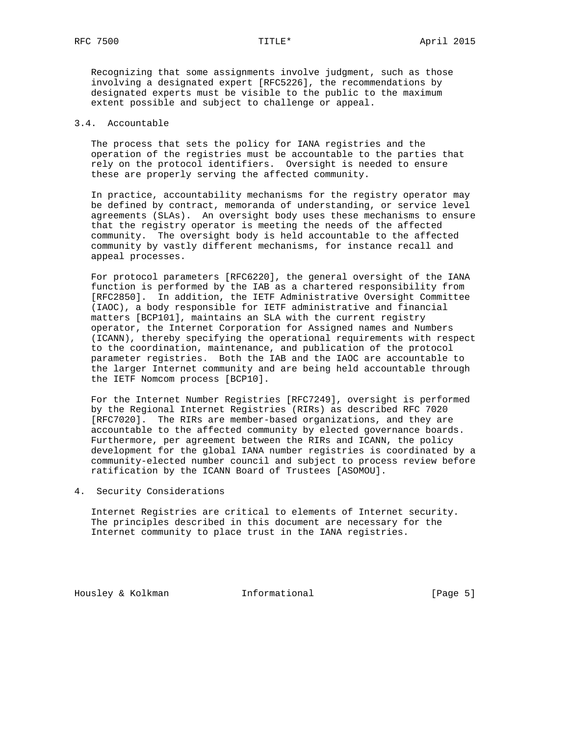Recognizing that some assignments involve judgment, such as those involving a designated expert [RFC5226], the recommendations by designated experts must be visible to the public to the maximum extent possible and subject to challenge or appeal.

## 3.4. Accountable

The process that sets the policy for IANA registries and the operation of the registries must be accountable to the parties that rely on the protocol identifiers. Oversight is needed to ensure these are properly serving the affected community.

In practice, accountability mechanisms for the registry operator may be defined by contract, memoranda of understanding, or service level agreements (SLAs). An oversight body uses these mechanisms to ensure that the registry operator is meeting the needs of the affected community. The oversight body is held accountable to the affected community by vastly different mechanisms, for instance recall and appeal processes.

For protocol parameters [RFC6220], the general oversight of the IANA function is performed by the IAB as a chartered responsibility from [RFC2850]. In addition, the IETF Administrative Oversight Committee (IAOC), a body responsible for IETF administrative and financial matters [BCP101], maintains an SLA with the current registry operator, the Internet Corporation for Assigned names and Numbers (ICANN), thereby specifying the operational requirements with respect to the coordination, maintenance, and publication of the protocol parameter registries. Both the IAB and the IAOC are accountable to the larger Internet community and are being held accountable through the IETF Nomcom process [BCP10].

For the Internet Number Registries [RFC7249], oversight is performed by the Regional Internet Registries (RIRs) as described RFC 7020 [RFC7020]. The RIRs are member-based organizations, and they are accountable to the affected community by elected governance boards. Furthermore, per agreement between the RIRs and ICANN, the policy development for the global IANA number registries is coordinated by a community-elected number council and subject to process review before ratification by the ICANN Board of Trustees [ASOMOU].

# 4. Security Considerations

Internet Registries are critical to elements of Internet security. The principles described in this document are necessary for the Internet community to place trust in the IANA registries.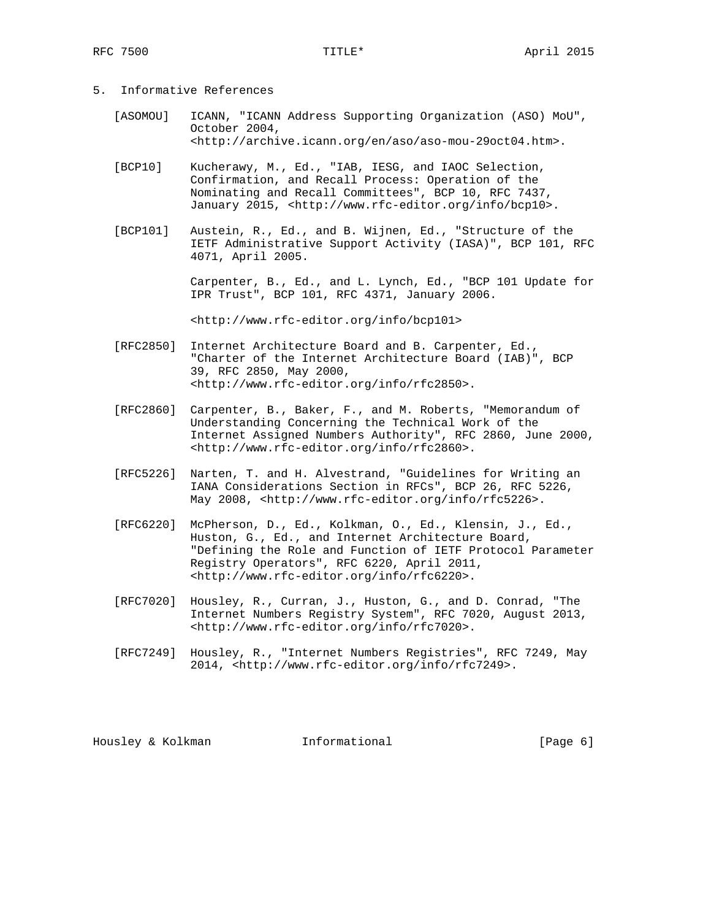## 5. Informative References

[ASOMOU] ICANN, "ICANN Address Supporting Organization (ASO) MoU", October 2004, <http://archive.icann.org/en/aso/aso-mou-29oct04.htm>.

[BCP10] Kucherawy, M., Ed., "IAB, IESG, and IAOC Selection, Confirmation, and Recall Process: Operation of the Nominating and Recall Committees", BCP 10, RFC 7437, January 2015, <http://www.rfc-editor.org/info/bcp10>.

[BCP101] Austein, R., Ed., and B. Wijnen, Ed., "Structure of the IETF Administrative Support Activity (IASA)", BCP 101, RFC 4071, April 2005.

Carpenter, B., Ed., and L. Lynch, Ed., "BCP 101 Update for IPR Trust", BCP 101, RFC 4371, January 2006.

<http://www.rfc-editor.org/info/bcp101>

[RFC2850] Internet Architecture Board and B. Carpenter, Ed., "Charter of the Internet Architecture Board (IAB)", BCP 39, RFC 2850, May 2000, <http://www.rfc-editor.org/info/rfc2850>.

[RFC2860] Carpenter, B., Baker, F., and M. Roberts, "Memorandum of Understanding Concerning the Technical Work of the Internet Assigned Numbers Authority", RFC 2860, June 2000, <http://www.rfc-editor.org/info/rfc2860>.

[RFC5226] Narten, T. and H. Alvestrand, "Guidelines for Writing an IANA Considerations Section in RFCs", BCP 26, RFC 5226, May 2008, <http://www.rfc-editor.org/info/rfc5226>.

[RFC6220] McPherson, D., Ed., Kolkman, O., Ed., Klensin, J., Ed., Huston, G., Ed., and Internet Architecture Board, "Defining the Role and Function of IETF Protocol Parameter Registry Operators", RFC 6220, April 2011, <http://www.rfc-editor.org/info/rfc6220>.

[RFC7020] Housley, R., Curran, J., Huston, G., and D. Conrad, "The Internet Numbers Registry System", RFC 7020, August 2013, <http://www.rfc-editor.org/info/rfc7020>.

[RFC7249] Housley, R., "Internet Numbers Registries", RFC 7249, May 2014, <http://www.rfc-editor.org/info/rfc7249>.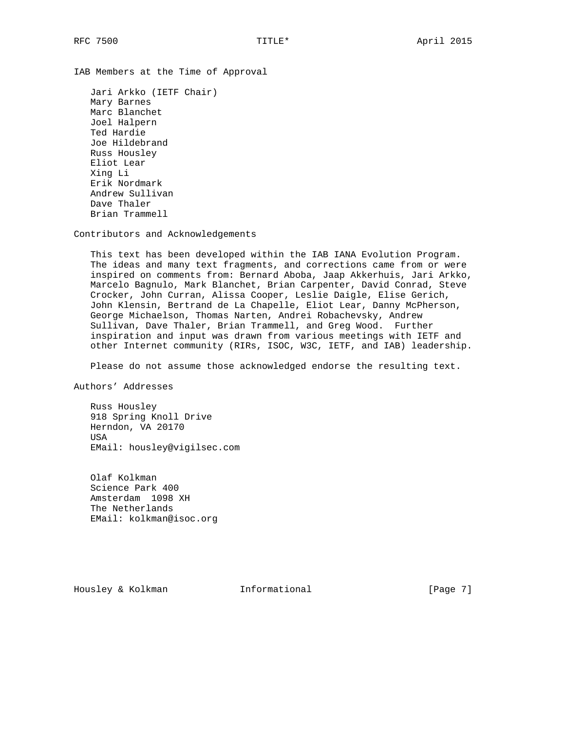## IAB Members at the Time of Approval

Jari Arkko (IETF Chair)
Mary Barnes
Marc Blanchet
Joel Halpern
Ted Hardie
Joe Hildebrand
Russ Housley
Eliot Lear
Xing Li
Erik Nordmark
Andrew Sullivan
Dave Thaler
Brian Trammell

## Contributors and Acknowledgements

This text has been developed within the IAB IANA Evolution Program. The ideas and many text fragments, and corrections came from or were inspired on comments from: Bernard Aboba, Jaap Akkerhuis, Jari Arkko, Marcelo Bagnulo, Mark Blanchet, Brian Carpenter, David Conrad, Steve Crocker, John Curran, Alissa Cooper, Leslie Daigle, Elise Gerich, John Klensin, Bertrand de La Chapelle, Eliot Lear, Danny McPherson, George Michaelson, Thomas Narten, Andrei Robachevsky, Andrew Sullivan, Dave Thaler, Brian Trammell, and Greg Wood. Further inspiration and input was drawn from various meetings with IETF and other Internet community (RIRs, ISOC, W3C, IETF, and IAB) leadership.

Please do not assume those acknowledged endorse the resulting text.

## Authors' Addresses

Russ Housley
918 Spring Knoll Drive
Herndon, VA 20170
USA
EMail: housley@vigilsec.com

Olaf Kolkman
Science Park 400
Amsterdam 1098 XH
The Netherlands
EMail: kolkman@isoc.org